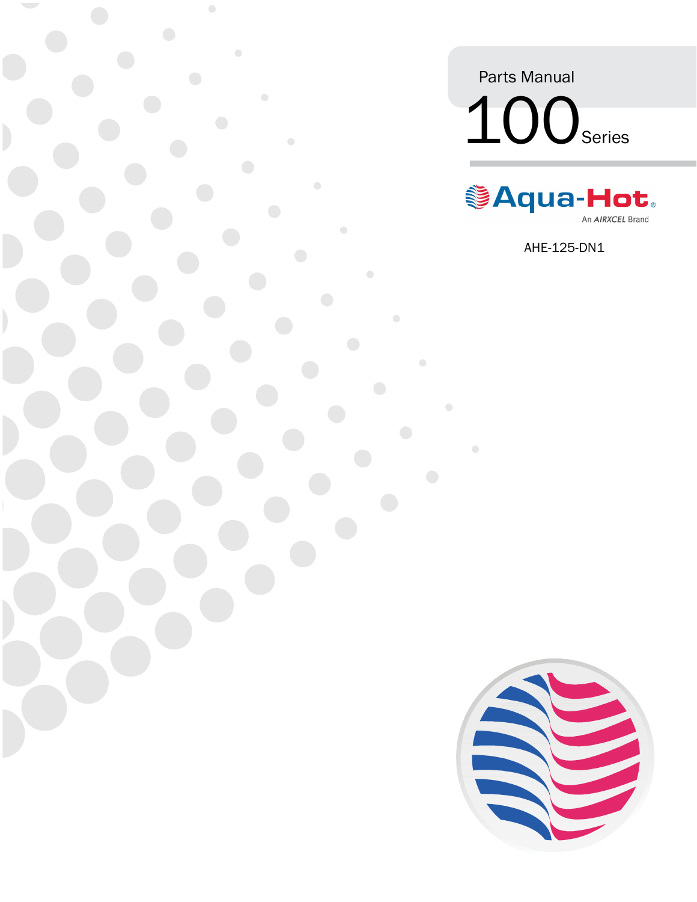Parts Manual

# 100 Series

Aqua-Hot®

An AIRXCEL Brand

AHE-125-DN1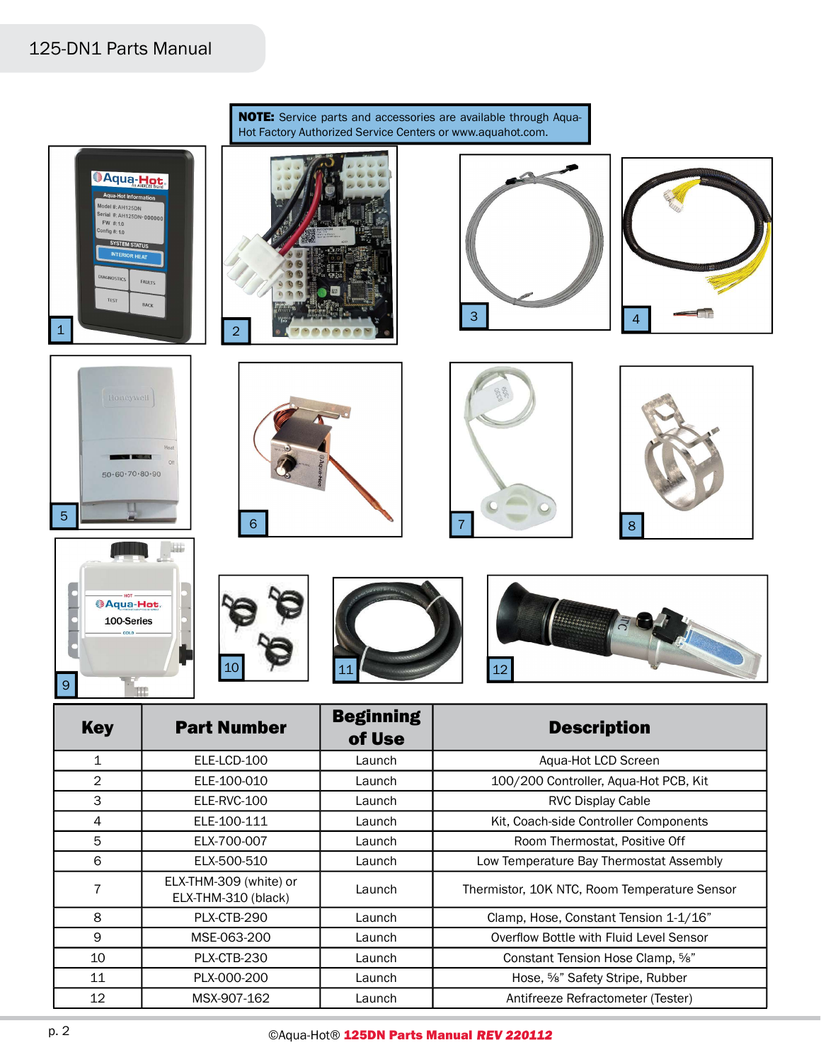**NOTE:** Service parts and accessories are available through Aqua-Hot Factory Authorized Service Centers or www.aquahot.com.

| Key | Part Number | Beginning of Use | Description |
|---|---|---|---|
| 1 | ELE-LCD-100 | Launch | Aqua-Hot LCD Screen |
| 2 | ELE-100-010 | Launch | 100/200 Controller, Aqua-Hot PCB, Kit |
| 3 | ELE-RVC-100 | Launch | RVC Display Cable |
| 4 | ELE-100-111 | Launch | Kit, Coach-side Controller Components |
| 5 | ELX-700-007 | Launch | Room Thermostat, Positive Off |
| 6 | ELX-500-510 | Launch | Low Temperature Bay Thermostat Assembly |
| 7 | ELX-THM-309 (white) or ELX-THM-310 (black) | Launch | Thermistor, 10K NTC, Room Temperature Sensor |
| 8 | PLX-CTB-290 | Launch | Clamp, Hose, Constant Tension 1-1/16” |
| 9 | MSE-063-200 | Launch | Overflow Bottle with Fluid Level Sensor |
| 10 | PLX-CTB-230 | Launch | Constant Tension Hose Clamp, ⅝” |
| 11 | PLX-000-200 | Launch | Hose, ⅝” Safety Stripe, Rubber |
| 12 | MSX-907-162 | Launch | Antifreeze Refractometer (Tester) |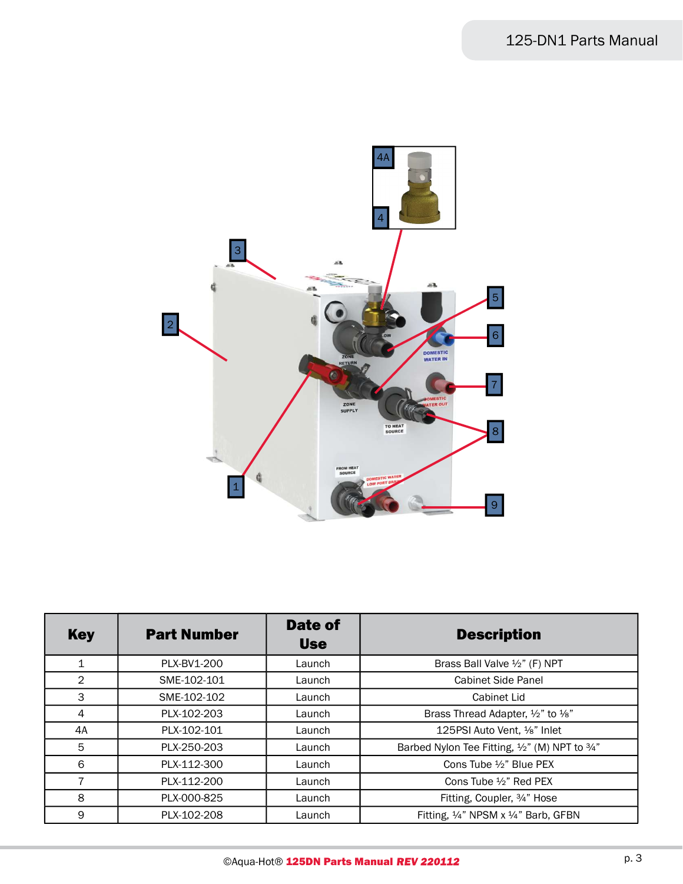| Key | Part Number | Date of Use | Description |
|---|---|---|---|
| 1 | PLX-BV1-200 | Launch | Brass Ball Valve ½" (F) NPT |
| 2 | SME-102-101 | Launch | Cabinet Side Panel |
| 3 | SME-102-102 | Launch | Cabinet Lid |
| 4 | PLX-102-203 | Launch | Brass Thread Adapter, ½" to ⅛" |
| 4A | PLX-102-101 | Launch | 125PSI Auto Vent, ⅛" Inlet |
| 5 | PLX-250-203 | Launch | Barbed Nylon Tee Fitting, ½" (M) NPT to ¾" |
| 6 | PLX-112-300 | Launch | Cons Tube ½" Blue PEX |
| 7 | PLX-112-200 | Launch | Cons Tube ½" Red PEX |
| 8 | PLX-000-825 | Launch | Fitting, Coupler, ¾" Hose |
| 9 | PLX-102-208 | Launch | Fitting, ¼" NPSM x ¼" Barb, GFBN |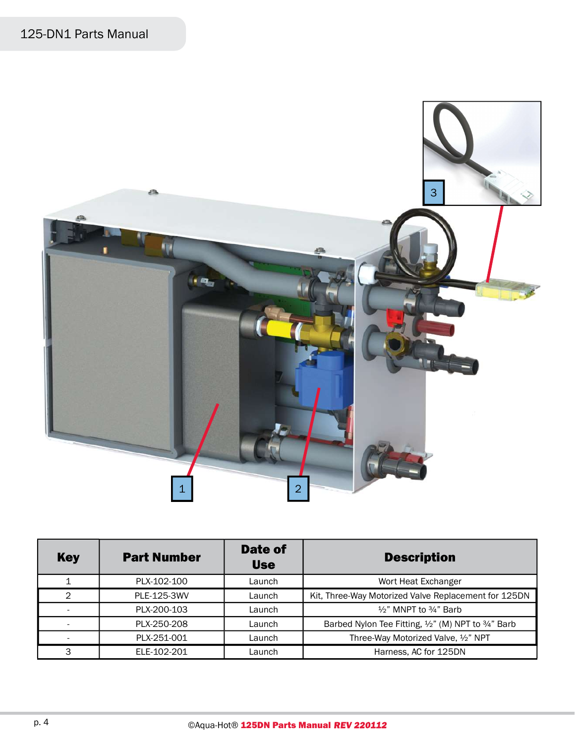| Key | Part Number | Date of Use | Description |
| --- | --- | --- | --- |
| 1 | PLX-102-100 | Launch | Wort Heat Exchanger |
| 2 | PLE-125-3WV | Launch | Kit, Three-Way Motorized Valve Replacement for 125DN |
| - | PLX-200-103 | Launch | ½" MNPT to ¾" Barb |
| - | PLX-250-208 | Launch | Barbed Nylon Tee Fitting, ½" (M) NPT to ¾" Barb |
| - | PLX-251-001 | Launch | Three-Way Motorized Valve, ½" NPT |
| 3 | ELE-102-201 | Launch | Harness, AC for 125DN |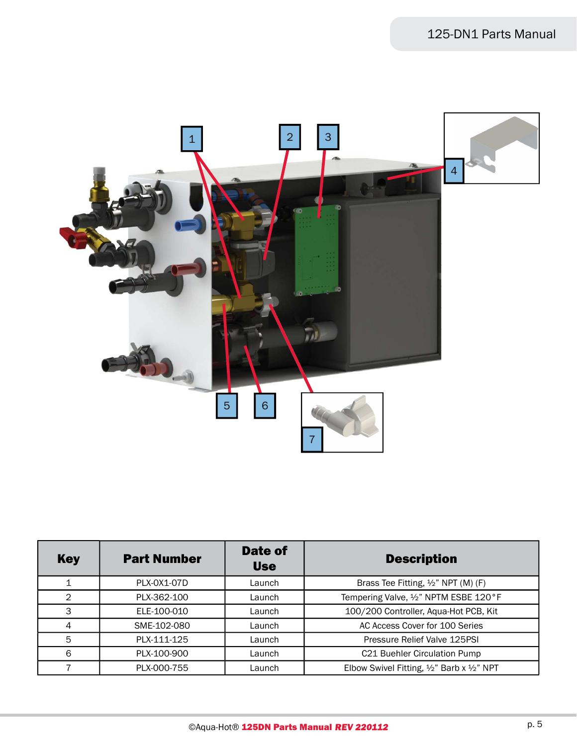| Key | Part Number | Date of Use | Description |
|---|---|---|---|
| 1 | PLX-0X1-07D | Launch | Brass Tee Fitting, ½" NPT (M) (F) |
| 2 | PLX-362-100 | Launch | Tempering Valve, ½" NPTM ESBE 120°F |
| 3 | ELE-100-010 | Launch | 100/200 Controller, Aqua-Hot PCB, Kit |
| 4 | SME-102-080 | Launch | AC Access Cover for 100 Series |
| 5 | PLX-111-125 | Launch | Pressure Relief Valve 125PSI |
| 6 | PLX-100-900 | Launch | C21 Buehler Circulation Pump |
| 7 | PLX-000-755 | Launch | Elbow Swivel Fitting, ½" Barb x ½" NPT |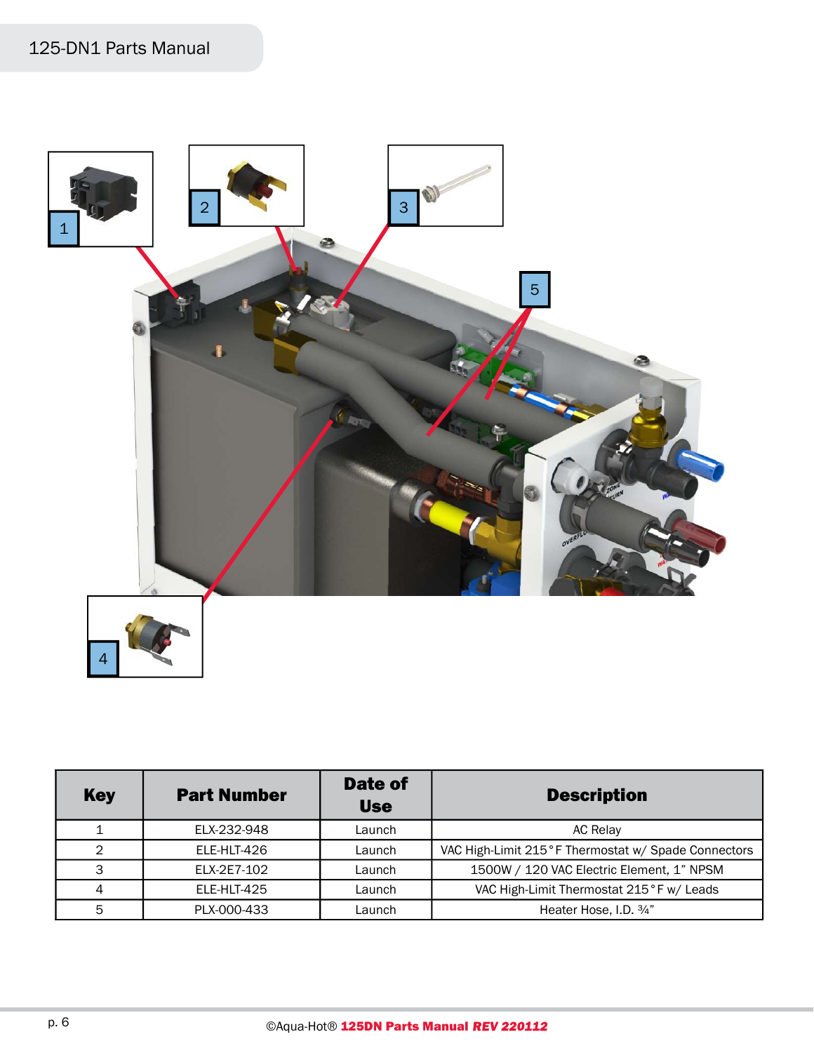| Key | Part Number | Date of Use | Description |
|---|---|---|---|
| 1 | ELX-232-948 | Launch | AC Relay |
| 2 | ELE-HLT-426 | Launch | VAC High-Limit 215°F Thermostat w/ Spade Connectors |
| 3 | ELX-2E7-102 | Launch | 1500W / 120 VAC Electric Element, 1" NPSM |
| 4 | ELE-HLT-425 | Launch | VAC High-Limit Thermostat 215°F w/ Leads |
| 5 | PLX-000-433 | Launch | Heater Hose, I.D. ¾" |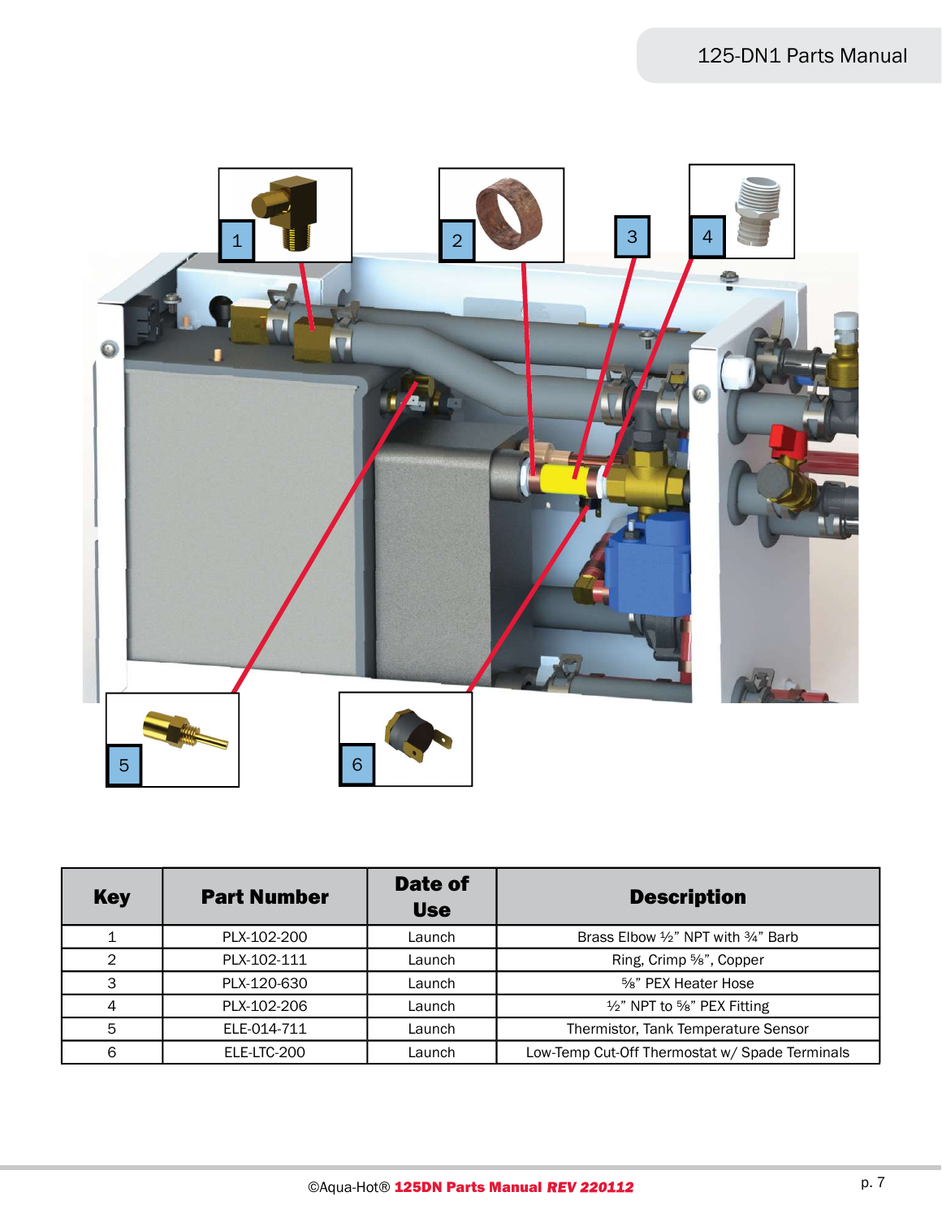| Key | Part Number | Date of Use | Description |
|---|---|---|---|
| 1 | PLX-102-200 | Launch | Brass Elbow ½" NPT with ¾" Barb |
| 2 | PLX-102-111 | Launch | Ring, Crimp ⅝", Copper |
| 3 | PLX-120-630 | Launch | ⅝" PEX Heater Hose |
| 4 | PLX-102-206 | Launch | ½" NPT to ⅝" PEX Fitting |
| 5 | ELE-014-711 | Launch | Thermistor, Tank Temperature Sensor |
| 6 | ELE-LTC-200 | Launch | Low-Temp Cut-Off Thermostat w/ Spade Terminals |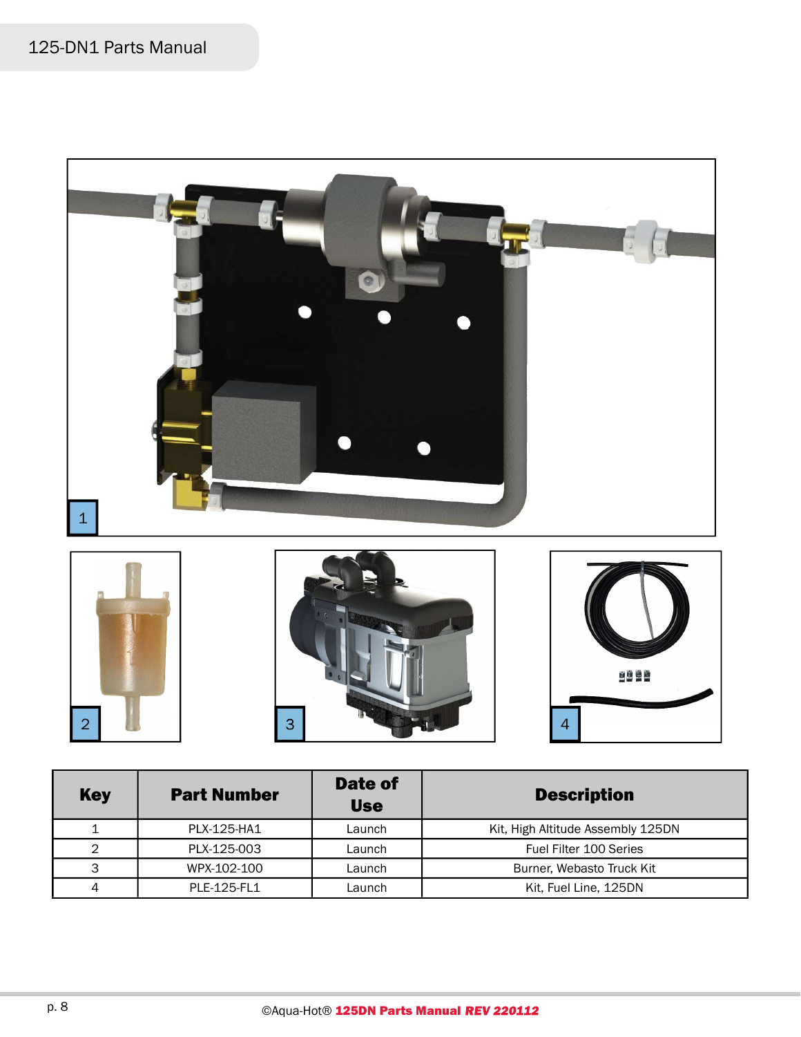| Key | Part Number | Date of Use | Description |
| --- | --- | --- | --- |
| 1 | PLX-125-HA1 | Launch | Kit, High Altitude Assembly 125DN |
| 2 | PLX-125-003 | Launch | Fuel Filter 100 Series |
| 3 | WPX-102-100 | Launch | Burner, Webasto Truck Kit |
| 4 | PLE-125-FL1 | Launch | Kit, Fuel Line, 125DN |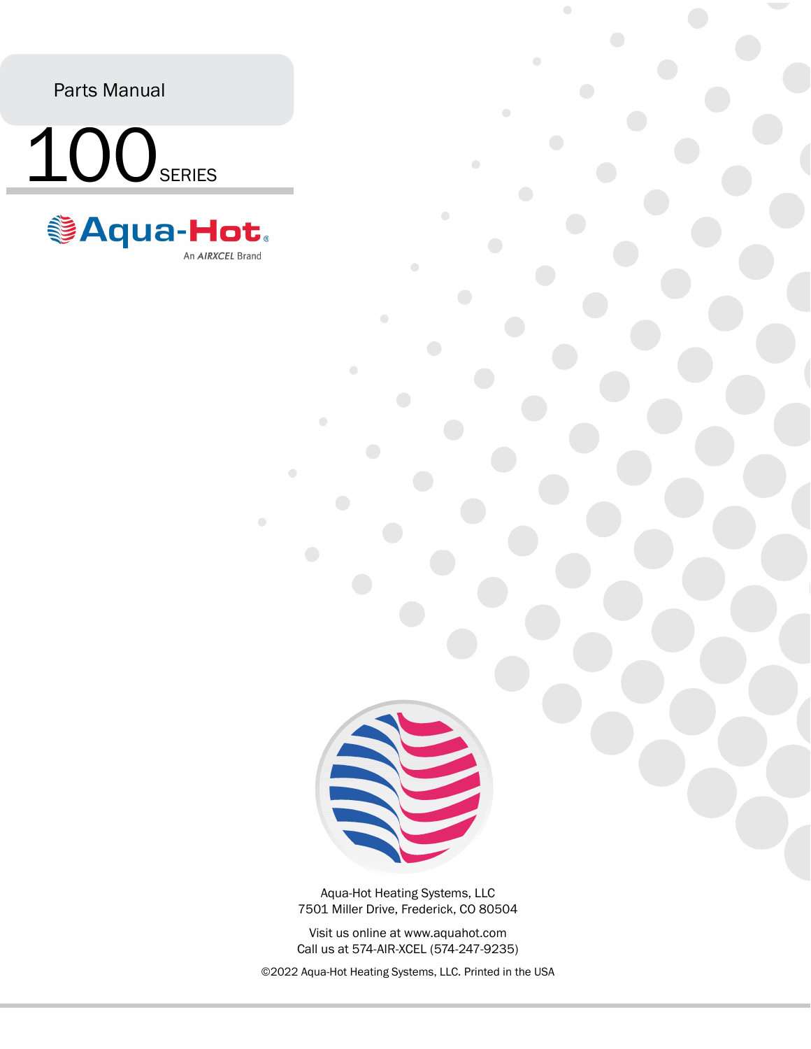Parts Manual

# 100 SERIES

Aqua-Hot
An AIRXCEL Brand

Aqua-Hot Heating Systems, LLC
7501 Miller Drive, Frederick, CO 80504

Visit us online at www.aquahot.com
Call us at 574-AIR-XCEL (574-247-9235)

©2022 Aqua-Hot Heating Systems, LLC. Printed in the USA